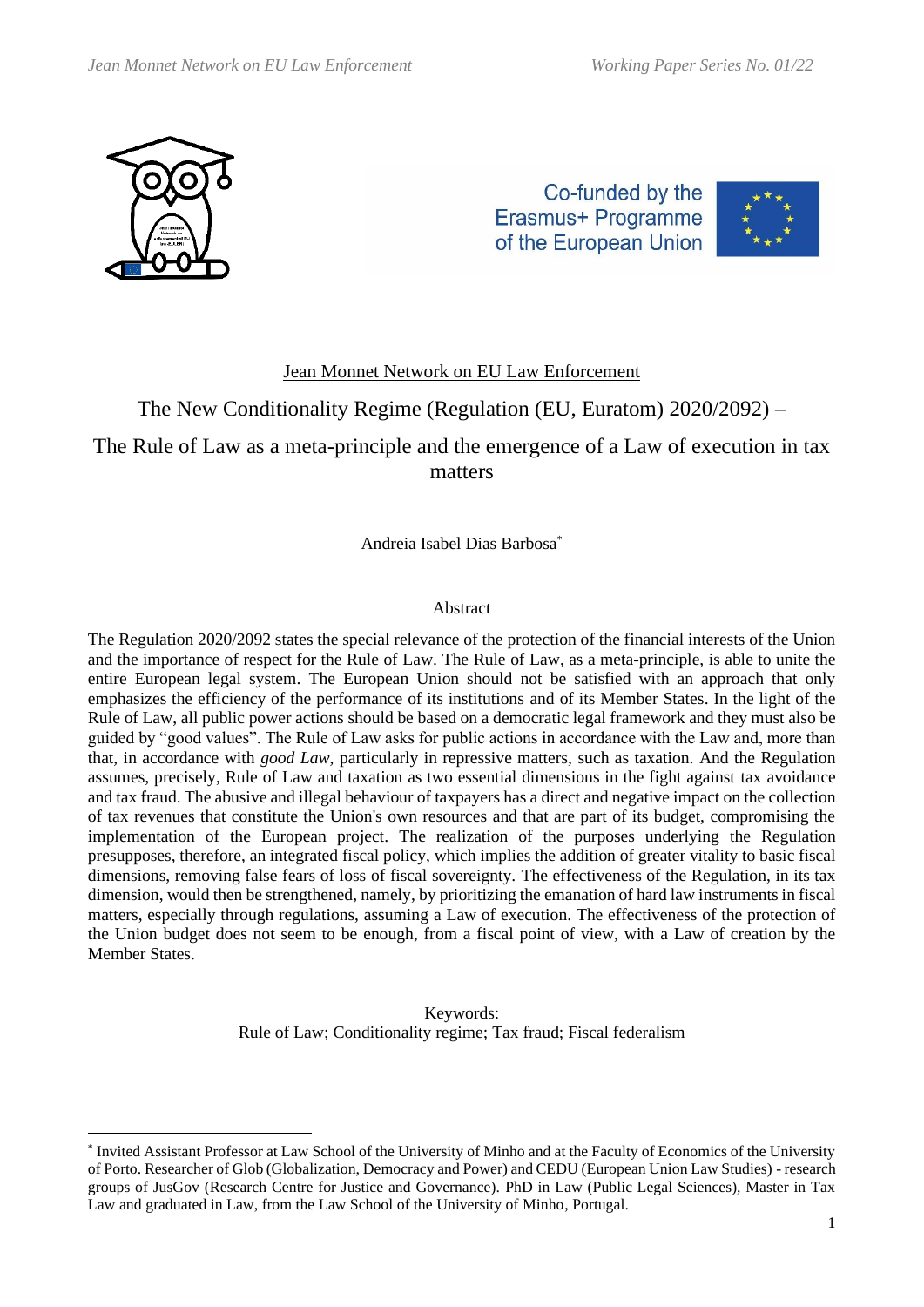Co-funded by the Erasmus+ Programme of the European Union

Jean Monnet Network on EU Law Enforcement

# The New Conditionality Regime (Regulation (EU, Euratom) 2020/2092) – The Rule of Law as a meta-principle and the emergence of a Law of execution in tax matters

Andreia Isabel Dias Barbosa[*]

## Abstract

The Regulation 2020/2092 states the special relevance of the protection of the financial interests of the Union and the importance of respect for the Rule of Law. The Rule of Law, as a meta-principle, is able to unite the entire European legal system. The European Union should not be satisfied with an approach that only emphasizes the efficiency of the performance of its institutions and of its Member States. In the light of the Rule of Law, all public power actions should be based on a democratic legal framework and they must also be guided by "good values". The Rule of Law asks for public actions in accordance with the Law and, more than that, in accordance with *good Law*, particularly in repressive matters, such as taxation. And the Regulation assumes, precisely, Rule of Law and taxation as two essential dimensions in the fight against tax avoidance and tax fraud. The abusive and illegal behaviour of taxpayers has a direct and negative impact on the collection of tax revenues that constitute the Union's own resources and that are part of its budget, compromising the implementation of the European project. The realization of the purposes underlying the Regulation presupposes, therefore, an integrated fiscal policy, which implies the addition of greater vitality to basic fiscal dimensions, removing false fears of loss of fiscal sovereignty. The effectiveness of the Regulation, in its tax dimension, would then be strengthened, namely, by prioritizing the emanation of hard law instruments in fiscal matters, especially through regulations, assuming a Law of execution. The effectiveness of the protection of the Union budget does not seem to be enough, from a fiscal point of view, with a Law of creation by the Member States.

Keywords:
Rule of Law; Conditionality regime; Tax fraud; Fiscal federalism

---

[*] Invited Assistant Professor at Law School of the University of Minho and at the Faculty of Economics of the University of Porto. Researcher of Glob (Globalization, Democracy and Power) and CEDU (European Union Law Studies) - research groups of JusGov (Research Centre for Justice and Governance). PhD in Law (Public Legal Sciences), Master in Tax Law and graduated in Law, from the Law School of the University of Minho, Portugal.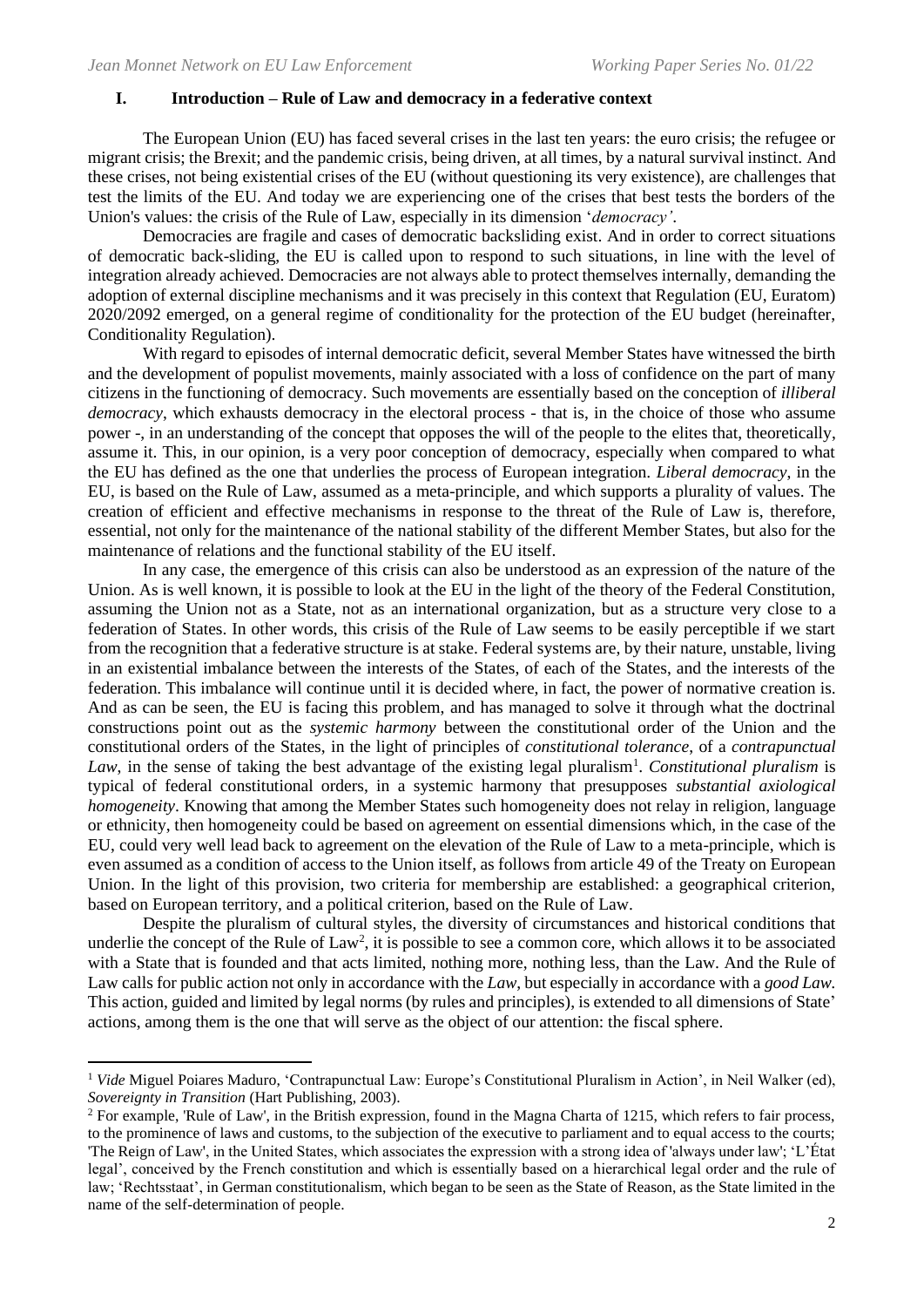## I. Introduction – Rule of Law and democracy in a federative context

The European Union (EU) has faced several crises in the last ten years: the euro crisis; the refugee or migrant crisis; the Brexit; and the pandemic crisis, being driven, at all times, by a natural survival instinct. And these crises, not being existential crises of the EU (without questioning its very existence), are challenges that test the limits of the EU. And today we are experiencing one of the crises that best tests the borders of the Union's values: the crisis of the Rule of Law, especially in its dimension '*democracy'*.

Democracies are fragile and cases of democratic backsliding exist. And in order to correct situations of democratic back-sliding, the EU is called upon to respond to such situations, in line with the level of integration already achieved. Democracies are not always able to protect themselves internally, demanding the adoption of external discipline mechanisms and it was precisely in this context that Regulation (EU, Euratom) 2020/2092 emerged, on a general regime of conditionality for the protection of the EU budget (hereinafter, Conditionality Regulation).

With regard to episodes of internal democratic deficit, several Member States have witnessed the birth and the development of populist movements, mainly associated with a loss of confidence on the part of many citizens in the functioning of democracy. Such movements are essentially based on the conception of *illiberal democracy*, which exhausts democracy in the electoral process - that is, in the choice of those who assume power -, in an understanding of the concept that opposes the will of the people to the elites that, theoretically, assume it. This, in our opinion, is a very poor conception of democracy, especially when compared to what the EU has defined as the one that underlies the process of European integration. *Liberal democracy*, in the EU, is based on the Rule of Law, assumed as a meta-principle, and which supports a plurality of values. The creation of efficient and effective mechanisms in response to the threat of the Rule of Law is, therefore, essential, not only for the maintenance of the national stability of the different Member States, but also for the maintenance of relations and the functional stability of the EU itself.

In any case, the emergence of this crisis can also be understood as an expression of the nature of the Union. As is well known, it is possible to look at the EU in the light of the theory of the Federal Constitution, assuming the Union not as a State, not as an international organization, but as a structure very close to a federation of States. In other words, this crisis of the Rule of Law seems to be easily perceptible if we start from the recognition that a federative structure is at stake. Federal systems are, by their nature, unstable, living in an existential imbalance between the interests of the States, of each of the States, and the interests of the federation. This imbalance will continue until it is decided where, in fact, the power of normative creation is. And as can be seen, the EU is facing this problem, and has managed to solve it through what the doctrinal constructions point out as the *systemic harmony* between the constitutional order of the Union and the constitutional orders of the States, in the light of principles of *constitutional tolerance*, of a *contrapunctual Law*, in the sense of taking the best advantage of the existing legal pluralism[1]. *Constitutional pluralism* is typical of federal constitutional orders, in a systemic harmony that presupposes *substantial axiological homogeneity*. Knowing that among the Member States such homogeneity does not relay in religion, language or ethnicity, then homogeneity could be based on agreement on essential dimensions which, in the case of the EU, could very well lead back to agreement on the elevation of the Rule of Law to a meta-principle, which is even assumed as a condition of access to the Union itself, as follows from article 49 of the Treaty on European Union. In the light of this provision, two criteria for membership are established: a geographical criterion, based on European territory, and a political criterion, based on the Rule of Law.

Despite the pluralism of cultural styles, the diversity of circumstances and historical conditions that underlie the concept of the Rule of Law[2], it is possible to see a common core, which allows it to be associated with a State that is founded and that acts limited, nothing more, nothing less, than the Law. And the Rule of Law calls for public action not only in accordance with the *Law*, but especially in accordance with a *good Law*. This action, guided and limited by legal norms (by rules and principles), is extended to all dimensions of State' actions, among them is the one that will serve as the object of our attention: the fiscal sphere.

---

[1] *Vide* Miguel Poiares Maduro, 'Contrapunctual Law: Europe's Constitutional Pluralism in Action', in Neil Walker (ed), *Sovereignty in Transition* (Hart Publishing, 2003).

[2] For example, 'Rule of Law', in the British expression, found in the Magna Charta of 1215, which refers to fair process, to the prominence of laws and customs, to the subjection of the executive to parliament and to equal access to the courts; 'The Reign of Law', in the United States, which associates the expression with a strong idea of 'always under law'; 'L'État legal', conceived by the French constitution and which is essentially based on a hierarchical legal order and the rule of law; 'Rechtsstaat', in German constitutionalism, which began to be seen as the State of Reason, as the State limited in the name of the self-determination of people.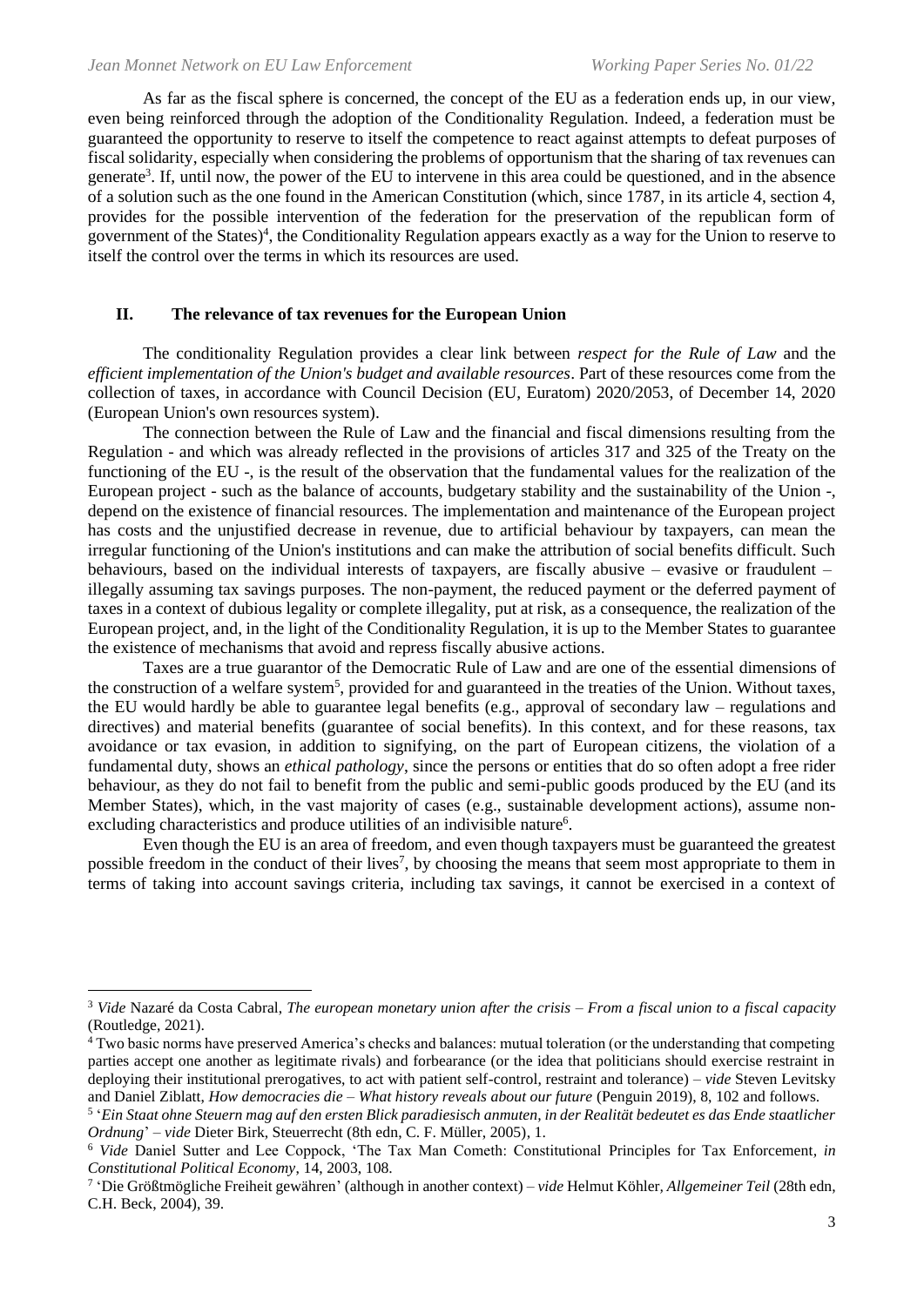As far as the fiscal sphere is concerned, the concept of the EU as a federation ends up, in our view, even being reinforced through the adoption of the Conditionality Regulation. Indeed, a federation must be guaranteed the opportunity to reserve to itself the competence to react against attempts to defeat purposes of fiscal solidarity, especially when considering the problems of opportunism that the sharing of tax revenues can generate[3]. If, until now, the power of the EU to intervene in this area could be questioned, and in the absence of a solution such as the one found in the American Constitution (which, since 1787, in its article 4, section 4, provides for the possible intervention of the federation for the preservation of the republican form of government of the States)[4], the Conditionality Regulation appears exactly as a way for the Union to reserve to itself the control over the terms in which its resources are used.

## II. The relevance of tax revenues for the European Union

The conditionality Regulation provides a clear link between *respect for the Rule of Law* and the *efficient implementation of the Union's budget and available resources*. Part of these resources come from the collection of taxes, in accordance with Council Decision (EU, Euratom) 2020/2053, of December 14, 2020 (European Union's own resources system).

The connection between the Rule of Law and the financial and fiscal dimensions resulting from the Regulation - and which was already reflected in the provisions of articles 317 and 325 of the Treaty on the functioning of the EU -, is the result of the observation that the fundamental values for the realization of the European project - such as the balance of accounts, budgetary stability and the sustainability of the Union -, depend on the existence of financial resources. The implementation and maintenance of the European project has costs and the unjustified decrease in revenue, due to artificial behaviour by taxpayers, can mean the irregular functioning of the Union's institutions and can make the attribution of social benefits difficult. Such behaviours, based on the individual interests of taxpayers, are fiscally abusive – evasive or fraudulent – illegally assuming tax savings purposes. The non-payment, the reduced payment or the deferred payment of taxes in a context of dubious legality or complete illegality, put at risk, as a consequence, the realization of the European project, and, in the light of the Conditionality Regulation, it is up to the Member States to guarantee the existence of mechanisms that avoid and repress fiscally abusive actions.

Taxes are a true guarantor of the Democratic Rule of Law and are one of the essential dimensions of the construction of a welfare system[5], provided for and guaranteed in the treaties of the Union. Without taxes, the EU would hardly be able to guarantee legal benefits (e.g., approval of secondary law – regulations and directives) and material benefits (guarantee of social benefits). In this context, and for these reasons, tax avoidance or tax evasion, in addition to signifying, on the part of European citizens, the violation of a fundamental duty, shows an *ethical pathology*, since the persons or entities that do so often adopt a free rider behaviour, as they do not fail to benefit from the public and semi-public goods produced by the EU (and its Member States), which, in the vast majority of cases (e.g., sustainable development actions), assume non-excluding characteristics and produce utilities of an indivisible nature[6].

Even though the EU is an area of freedom, and even though taxpayers must be guaranteed the greatest possible freedom in the conduct of their lives[7], by choosing the means that seem most appropriate to them in terms of taking into account savings criteria, including tax savings, it cannot be exercised in a context of

---

[3] *Vide* Nazaré da Costa Cabral, *The european monetary union after the crisis – From a fiscal union to a fiscal capacity* (Routledge, 2021).

[4] Two basic norms have preserved America's checks and balances: mutual toleration (or the understanding that competing parties accept one another as legitimate rivals) and forbearance (or the idea that politicians should exercise restraint in deploying their institutional prerogatives, to act with patient self-control, restraint and tolerance) – *vide* Steven Levitsky and Daniel Ziblatt, *How democracies die – What history reveals about our future* (Penguin 2019), 8, 102 and follows.

[5] '*Ein Staat ohne Steuern mag auf den ersten Blick paradiesisch anmuten, in der Realität bedeutet es das Ende staatlicher Ordnung*' – *vide* Dieter Birk, Steuerrecht (8th edn, C. F. Müller, 2005), 1.

[6] *Vide* Daniel Sutter and Lee Coppock, 'The Tax Man Cometh: Constitutional Principles for Tax Enforcement, *in Constitutional Political Economy*, 14, 2003, 108.

[7] 'Die Größtmögliche Freiheit gewähren' (although in another context) – *vide* Helmut Köhler, *Allgemeiner Teil* (28th edn, C.H. Beck, 2004), 39.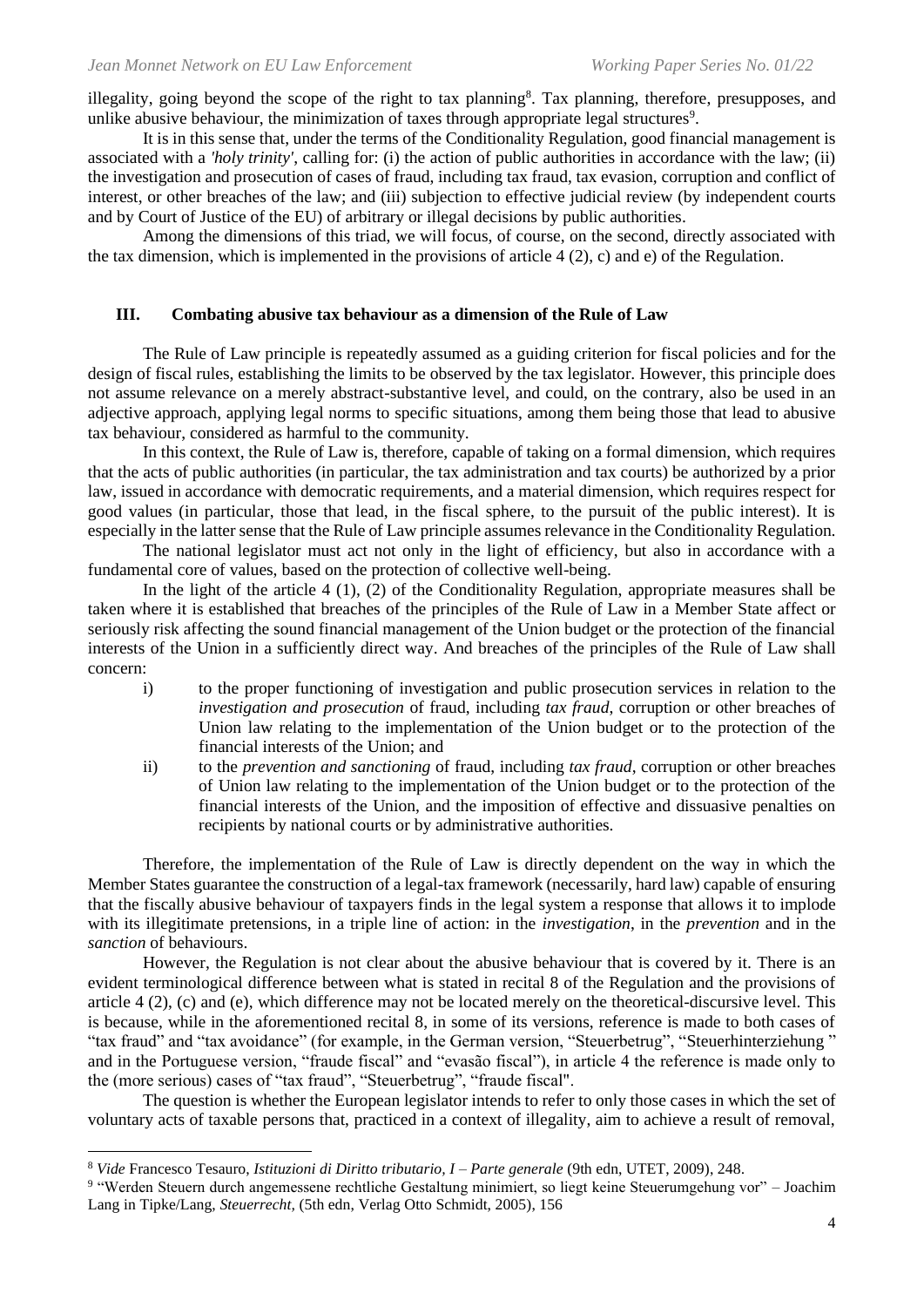illegality, going beyond the scope of the right to tax planning[8]. Tax planning, therefore, presupposes, and unlike abusive behaviour, the minimization of taxes through appropriate legal structures[9].

It is in this sense that, under the terms of the Conditionality Regulation, good financial management is associated with a *'holy trinity'*, calling for: (i) the action of public authorities in accordance with the law; (ii) the investigation and prosecution of cases of fraud, including tax fraud, tax evasion, corruption and conflict of interest, or other breaches of the law; and (iii) subjection to effective judicial review (by independent courts and by Court of Justice of the EU) of arbitrary or illegal decisions by public authorities.

Among the dimensions of this triad, we will focus, of course, on the second, directly associated with the tax dimension, which is implemented in the provisions of article 4 (2), c) and e) of the Regulation.

## III. Combating abusive tax behaviour as a dimension of the Rule of Law

The Rule of Law principle is repeatedly assumed as a guiding criterion for fiscal policies and for the design of fiscal rules, establishing the limits to be observed by the tax legislator. However, this principle does not assume relevance on a merely abstract-substantive level, and could, on the contrary, also be used in an adjective approach, applying legal norms to specific situations, among them being those that lead to abusive tax behaviour, considered as harmful to the community.

In this context, the Rule of Law is, therefore, capable of taking on a formal dimension, which requires that the acts of public authorities (in particular, the tax administration and tax courts) be authorized by a prior law, issued in accordance with democratic requirements, and a material dimension, which requires respect for good values (in particular, those that lead, in the fiscal sphere, to the pursuit of the public interest). It is especially in the latter sense that the Rule of Law principle assumes relevance in the Conditionality Regulation.

The national legislator must act not only in the light of efficiency, but also in accordance with a fundamental core of values, based on the protection of collective well-being.

In the light of the article 4 (1), (2) of the Conditionality Regulation, appropriate measures shall be taken where it is established that breaches of the principles of the Rule of Law in a Member State affect or seriously risk affecting the sound financial management of the Union budget or the protection of the financial interests of the Union in a sufficiently direct way. And breaches of the principles of the Rule of Law shall concern:

i) to the proper functioning of investigation and public prosecution services in relation to the *investigation and prosecution* of fraud, including *tax fraud*, corruption or other breaches of Union law relating to the implementation of the Union budget or to the protection of the financial interests of the Union; and

ii) to the *prevention and sanctioning* of fraud, including *tax fraud*, corruption or other breaches of Union law relating to the implementation of the Union budget or to the protection of the financial interests of the Union, and the imposition of effective and dissuasive penalties on recipients by national courts or by administrative authorities.

Therefore, the implementation of the Rule of Law is directly dependent on the way in which the Member States guarantee the construction of a legal-tax framework (necessarily, hard law) capable of ensuring that the fiscally abusive behaviour of taxpayers finds in the legal system a response that allows it to implode with its illegitimate pretensions, in a triple line of action: in the *investigation*, in the *prevention* and in the *sanction* of behaviours.

However, the Regulation is not clear about the abusive behaviour that is covered by it. There is an evident terminological difference between what is stated in recital 8 of the Regulation and the provisions of article 4 (2), (c) and (e), which difference may not be located merely on the theoretical-discursive level. This is because, while in the aforementioned recital 8, in some of its versions, reference is made to both cases of "tax fraud" and "tax avoidance" (for example, in the German version, "Steuerbetrug", "Steuerhinterziehung " and in the Portuguese version, "fraude fiscal" and "evasão fiscal"), in article 4 the reference is made only to the (more serious) cases of "tax fraud", "Steuerbetrug", "fraude fiscal".

The question is whether the European legislator intends to refer to only those cases in which the set of voluntary acts of taxable persons that, practiced in a context of illegality, aim to achieve a result of removal,

---

[8] *Vide* Francesco Tesauro, *Istituzioni di Diritto tributario, I – Parte generale* (9th edn, UTET, 2009), 248.

[9] "Werden Steuern durch angemessene rechtliche Gestaltung minimiert, so liegt keine Steuerumgehung vor" – Joachim Lang in Tipke/Lang, *Steuerrecht*, (5th edn, Verlag Otto Schmidt, 2005), 156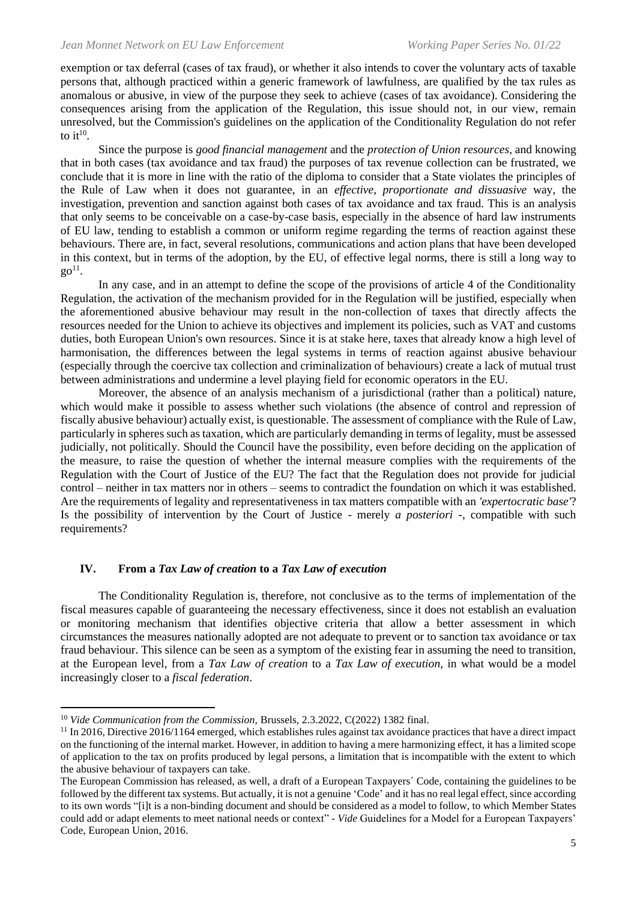exemption or tax deferral (cases of tax fraud), or whether it also intends to cover the voluntary acts of taxable persons that, although practiced within a generic framework of lawfulness, are qualified by the tax rules as anomalous or abusive, in view of the purpose they seek to achieve (cases of tax avoidance). Considering the consequences arising from the application of the Regulation, this issue should not, in our view, remain unresolved, but the Commission's guidelines on the application of the Conditionality Regulation do not refer to it[10].

Since the purpose is *good financial management* and the *protection of Union resources*, and knowing that in both cases (tax avoidance and tax fraud) the purposes of tax revenue collection can be frustrated, we conclude that it is more in line with the ratio of the diploma to consider that a State violates the principles of the Rule of Law when it does not guarantee, in an *effective, proportionate and dissuasive* way, the investigation, prevention and sanction against both cases of tax avoidance and tax fraud. This is an analysis that only seems to be conceivable on a case-by-case basis, especially in the absence of hard law instruments of EU law, tending to establish a common or uniform regime regarding the terms of reaction against these behaviours. There are, in fact, several resolutions, communications and action plans that have been developed in this context, but in terms of the adoption, by the EU, of effective legal norms, there is still a long way to go[11].

In any case, and in an attempt to define the scope of the provisions of article 4 of the Conditionality Regulation, the activation of the mechanism provided for in the Regulation will be justified, especially when the aforementioned abusive behaviour may result in the non-collection of taxes that directly affects the resources needed for the Union to achieve its objectives and implement its policies, such as VAT and customs duties, both European Union's own resources. Since it is at stake here, taxes that already know a high level of harmonisation, the differences between the legal systems in terms of reaction against abusive behaviour (especially through the coercive tax collection and criminalization of behaviours) create a lack of mutual trust between administrations and undermine a level playing field for economic operators in the EU.

Moreover, the absence of an analysis mechanism of a jurisdictional (rather than a political) nature, which would make it possible to assess whether such violations (the absence of control and repression of fiscally abusive behaviour) actually exist, is questionable. The assessment of compliance with the Rule of Law, particularly in spheres such as taxation, which are particularly demanding in terms of legality, must be assessed judicially, not politically. Should the Council have the possibility, even before deciding on the application of the measure, to raise the question of whether the internal measure complies with the requirements of the Regulation with the Court of Justice of the EU? The fact that the Regulation does not provide for judicial control – neither in tax matters nor in others – seems to contradict the foundation on which it was established. Are the requirements of legality and representativeness in tax matters compatible with an *'expertocratic base'*? Is the possibility of intervention by the Court of Justice - merely *a posteriori* -, compatible with such requirements?

## IV. From a *Tax Law of creation* to a *Tax Law of execution*

The Conditionality Regulation is, therefore, not conclusive as to the terms of implementation of the fiscal measures capable of guaranteeing the necessary effectiveness, since it does not establish an evaluation or monitoring mechanism that identifies objective criteria that allow a better assessment in which circumstances the measures nationally adopted are not adequate to prevent or to sanction tax avoidance or tax fraud behaviour. This silence can be seen as a symptom of the existing fear in assuming the need to transition, at the European level, from a *Tax Law of creation* to a *Tax Law of execution*, in what would be a model increasingly closer to a *fiscal federation*.

---

[10] *Vide Communication from the Commission*, Brussels, 2.3.2022, C(2022) 1382 final.

[11] In 2016, Directive 2016/1164 emerged, which establishes rules against tax avoidance practices that have a direct impact on the functioning of the internal market. However, in addition to having a mere harmonizing effect, it has a limited scope of application to the tax on profits produced by legal persons, a limitation that is incompatible with the extent to which the abusive behaviour of taxpayers can take.

The European Commission has released, as well, a draft of a European Taxpayers´ Code, containing the guidelines to be followed by the different tax systems. But actually, it is not a genuine 'Code' and it has no real legal effect, since according to its own words "[i]t is a non-binding document and should be considered as a model to follow, to which Member States could add or adapt elements to meet national needs or context" - *Vide* Guidelines for a Model for a European Taxpayers' Code, European Union, 2016.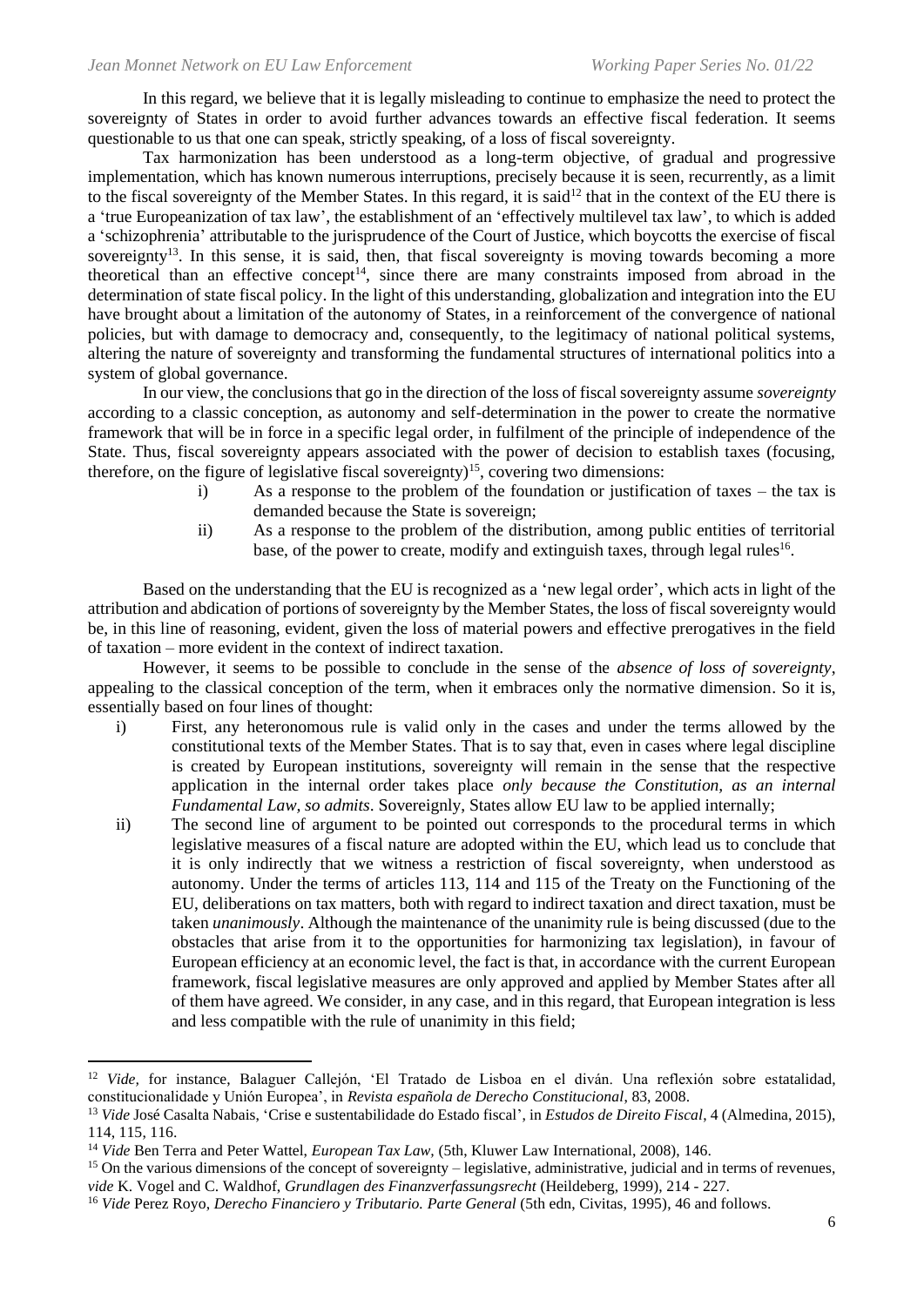In this regard, we believe that it is legally misleading to continue to emphasize the need to protect the sovereignty of States in order to avoid further advances towards an effective fiscal federation. It seems questionable to us that one can speak, strictly speaking, of a loss of fiscal sovereignty.

Tax harmonization has been understood as a long-term objective, of gradual and progressive implementation, which has known numerous interruptions, precisely because it is seen, recurrently, as a limit to the fiscal sovereignty of the Member States. In this regard, it is said[12] that in the context of the EU there is a 'true Europeanization of tax law', the establishment of an 'effectively multilevel tax law', to which is added a 'schizophrenia' attributable to the jurisprudence of the Court of Justice, which boycotts the exercise of fiscal sovereignty[13]. In this sense, it is said, then, that fiscal sovereignty is moving towards becoming a more theoretical than an effective concept[14], since there are many constraints imposed from abroad in the determination of state fiscal policy. In the light of this understanding, globalization and integration into the EU have brought about a limitation of the autonomy of States, in a reinforcement of the convergence of national policies, but with damage to democracy and, consequently, to the legitimacy of national political systems, altering the nature of sovereignty and transforming the fundamental structures of international politics into a system of global governance.

In our view, the conclusions that go in the direction of the loss of fiscal sovereignty assume *sovereignty* according to a classic conception, as autonomy and self-determination in the power to create the normative framework that will be in force in a specific legal order, in fulfilment of the principle of independence of the State. Thus, fiscal sovereignty appears associated with the power of decision to establish taxes (focusing, therefore, on the figure of legislative fiscal sovereignty)[15], covering two dimensions:

i) As a response to the problem of the foundation or justification of taxes – the tax is demanded because the State is sovereign;
ii) As a response to the problem of the distribution, among public entities of territorial base, of the power to create, modify and extinguish taxes, through legal rules[16].

Based on the understanding that the EU is recognized as a 'new legal order', which acts in light of the attribution and abdication of portions of sovereignty by the Member States, the loss of fiscal sovereignty would be, in this line of reasoning, evident, given the loss of material powers and effective prerogatives in the field of taxation – more evident in the context of indirect taxation.

However, it seems to be possible to conclude in the sense of the *absence of loss of sovereignty*, appealing to the classical conception of the term, when it embraces only the normative dimension. So it is, essentially based on four lines of thought:

i) First, any heteronomous rule is valid only in the cases and under the terms allowed by the constitutional texts of the Member States. That is to say that, even in cases where legal discipline is created by European institutions, sovereignty will remain in the sense that the respective application in the internal order takes place *only because the Constitution, as an internal Fundamental Law, so admits*. Sovereignly, States allow EU law to be applied internally;
ii) The second line of argument to be pointed out corresponds to the procedural terms in which legislative measures of a fiscal nature are adopted within the EU, which lead us to conclude that it is only indirectly that we witness a restriction of fiscal sovereignty, when understood as autonomy. Under the terms of articles 113, 114 and 115 of the Treaty on the Functioning of the EU, deliberations on tax matters, both with regard to indirect taxation and direct taxation, must be taken *unanimously*. Although the maintenance of the unanimity rule is being discussed (due to the obstacles that arise from it to the opportunities for harmonizing tax legislation), in favour of European efficiency at an economic level, the fact is that, in accordance with the current European framework, fiscal legislative measures are only approved and applied by Member States after all of them have agreed. We consider, in any case, and in this regard, that European integration is less and less compatible with the rule of unanimity in this field;

---

[12] *Vide,* for instance, Balaguer Callejón, 'El Tratado de Lisboa en el diván. Una reflexión sobre estatalidad, constitucionalidade y Unión Europea', in *Revista española de Derecho Constitucional*, 83, 2008.

[13] *Vide* José Casalta Nabais, 'Crise e sustentabilidade do Estado fiscal', in *Estudos de Direito Fiscal*, 4 (Almedina, 2015), 114, 115, 116.

[14] *Vide* Ben Terra and Peter Wattel, *European Tax Law,* (5th, Kluwer Law International, 2008), 146.

[15] On the various dimensions of the concept of sovereignty – legislative, administrative, judicial and in terms of revenues, *vide* K. Vogel and C. Waldhof, *Grundlagen des Finanzverfassungsrecht* (Heildeberg, 1999), 214 - 227.

[16] *Vide* Perez Royo, *Derecho Financiero y Tributario. Parte General* (5th edn, Civitas, 1995), 46 and follows.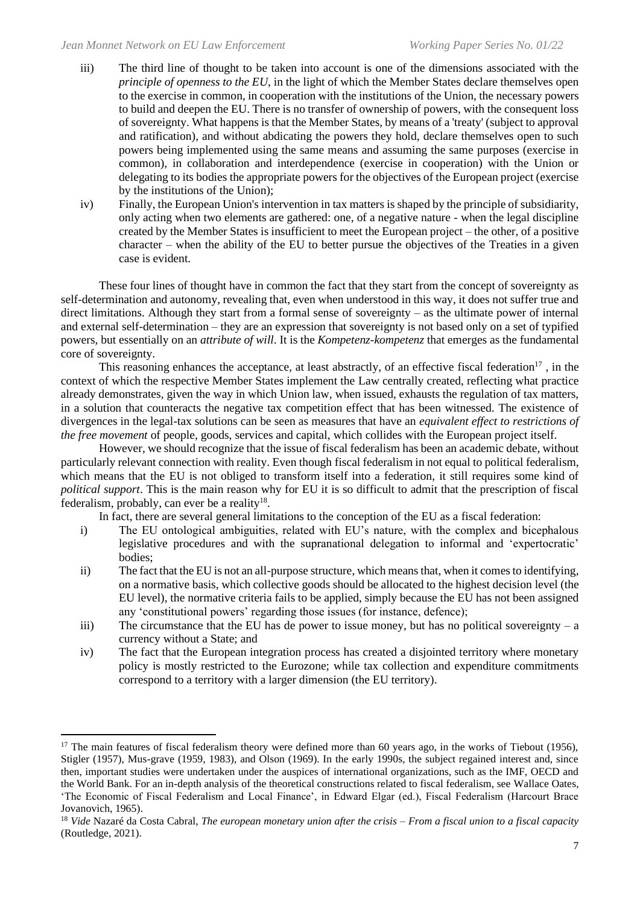iii) The third line of thought to be taken into account is one of the dimensions associated with the *principle of openness to the EU*, in the light of which the Member States declare themselves open to the exercise in common, in cooperation with the institutions of the Union, the necessary powers to build and deepen the EU. There is no transfer of ownership of powers, with the consequent loss of sovereignty. What happens is that the Member States, by means of a 'treaty' (subject to approval and ratification), and without abdicating the powers they hold, declare themselves open to such powers being implemented using the same means and assuming the same purposes (exercise in common), in collaboration and interdependence (exercise in cooperation) with the Union or delegating to its bodies the appropriate powers for the objectives of the European project (exercise by the institutions of the Union);

iv) Finally, the European Union's intervention in tax matters is shaped by the principle of subsidiarity, only acting when two elements are gathered: one, of a negative nature - when the legal discipline created by the Member States is insufficient to meet the European project – the other, of a positive character – when the ability of the EU to better pursue the objectives of the Treaties in a given case is evident.

These four lines of thought have in common the fact that they start from the concept of sovereignty as self-determination and autonomy, revealing that, even when understood in this way, it does not suffer true and direct limitations. Although they start from a formal sense of sovereignty – as the ultimate power of internal and external self-determination – they are an expression that sovereignty is not based only on a set of typified powers, but essentially on an *attribute of will*. It is the *Kompetenz-kompetenz* that emerges as the fundamental core of sovereignty.

This reasoning enhances the acceptance, at least abstractly, of an effective fiscal federation[17] , in the context of which the respective Member States implement the Law centrally created, reflecting what practice already demonstrates, given the way in which Union law, when issued, exhausts the regulation of tax matters, in a solution that counteracts the negative tax competition effect that has been witnessed. The existence of divergences in the legal-tax solutions can be seen as measures that have an *equivalent effect to restrictions of the free movement* of people, goods, services and capital, which collides with the European project itself.

However, we should recognize that the issue of fiscal federalism has been an academic debate, without particularly relevant connection with reality. Even though fiscal federalism in not equal to political federalism, which means that the EU is not obliged to transform itself into a federation, it still requires some kind of *political support*. This is the main reason why for EU it is so difficult to admit that the prescription of fiscal federalism, probably, can ever be a reality[18].

In fact, there are several general limitations to the conception of the EU as a fiscal federation:

i) The EU ontological ambiguities, related with EU's nature, with the complex and bicephalous legislative procedures and with the supranational delegation to informal and 'expertocratic' bodies;

ii) The fact that the EU is not an all-purpose structure, which means that, when it comes to identifying, on a normative basis, which collective goods should be allocated to the highest decision level (the EU level), the normative criteria fails to be applied, simply because the EU has not been assigned any 'constitutional powers' regarding those issues (for instance, defence);

iii) The circumstance that the EU has de power to issue money, but has no political sovereignty – a currency without a State; and

iv) The fact that the European integration process has created a disjointed territory where monetary policy is mostly restricted to the Eurozone; while tax collection and expenditure commitments correspond to a territory with a larger dimension (the EU territory).

---

[17] The main features of fiscal federalism theory were defined more than 60 years ago, in the works of Tiebout (1956), Stigler (1957), Mus-grave (1959, 1983), and Olson (1969). In the early 1990s, the subject regained interest and, since then, important studies were undertaken under the auspices of international organizations, such as the IMF, OECD and the World Bank. For an in-depth analysis of the theoretical constructions related to fiscal federalism, see Wallace Oates, 'The Economic of Fiscal Federalism and Local Finance', in Edward Elgar (ed.), Fiscal Federalism (Harcourt Brace Jovanovich, 1965).

[18] *Vide* Nazaré da Costa Cabral, *The european monetary union after the crisis – From a fiscal union to a fiscal capacity* (Routledge, 2021).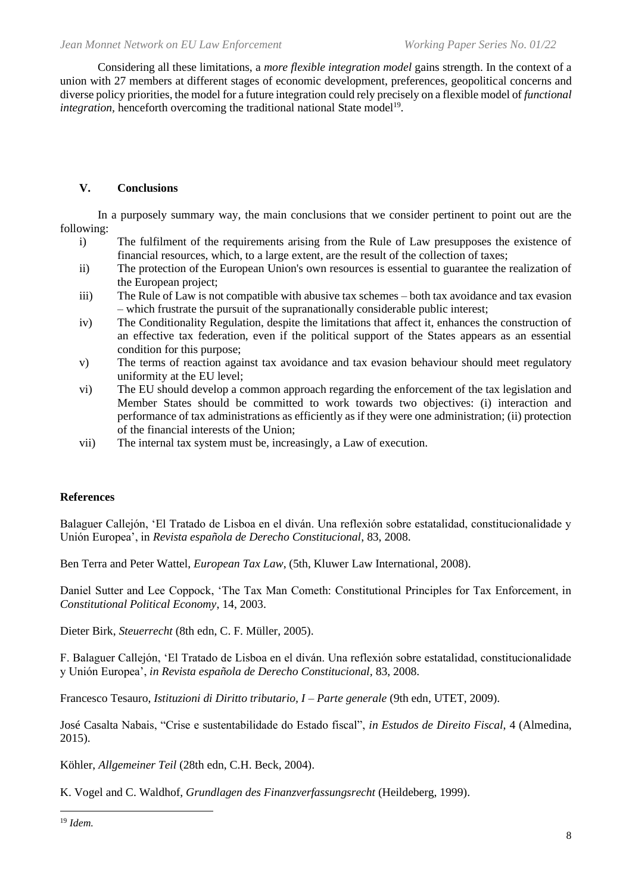Considering all these limitations, a *more flexible integration model* gains strength. In the context of a union with 27 members at different stages of economic development, preferences, geopolitical concerns and diverse policy priorities, the model for a future integration could rely precisely on a flexible model of *functional integration,* henceforth overcoming the traditional national State model[19].

## V. Conclusions

In a purposely summary way, the main conclusions that we consider pertinent to point out are the following:

i) The fulfilment of the requirements arising from the Rule of Law presupposes the existence of financial resources, which, to a large extent, are the result of the collection of taxes;

ii) The protection of the European Union's own resources is essential to guarantee the realization of the European project;

iii) The Rule of Law is not compatible with abusive tax schemes – both tax avoidance and tax evasion – which frustrate the pursuit of the supranationally considerable public interest;

iv) The Conditionality Regulation, despite the limitations that affect it, enhances the construction of an effective tax federation, even if the political support of the States appears as an essential condition for this purpose;

v) The terms of reaction against tax avoidance and tax evasion behaviour should meet regulatory uniformity at the EU level;

vi) The EU should develop a common approach regarding the enforcement of the tax legislation and Member States should be committed to work towards two objectives: (i) interaction and performance of tax administrations as efficiently as if they were one administration; (ii) protection of the financial interests of the Union;

vii) The internal tax system must be, increasingly, a Law of execution.

## References

Balaguer Callejón, 'El Tratado de Lisboa en el diván. Una reflexión sobre estatalidad, constitucionalidade y Unión Europea', in *Revista española de Derecho Constitucional*, 83, 2008.

Ben Terra and Peter Wattel, *European Tax Law*, (5th, Kluwer Law International, 2008).

Daniel Sutter and Lee Coppock, 'The Tax Man Cometh: Constitutional Principles for Tax Enforcement, in *Constitutional Political Economy*, 14, 2003.

Dieter Birk, *Steuerrecht* (8th edn, C. F. Müller, 2005).

F. Balaguer Callejón, 'El Tratado de Lisboa en el diván. Una reflexión sobre estatalidad, constitucionalidade y Unión Europea', *in Revista española de Derecho Constitucional*, 83, 2008.

Francesco Tesauro, *Istituzioni di Diritto tributario, I – Parte generale* (9th edn, UTET, 2009).

José Casalta Nabais, "Crise e sustentabilidade do Estado fiscal", *in Estudos de Direito Fiscal*, 4 (Almedina, 2015).

Köhler, *Allgemeiner Teil* (28th edn, C.H. Beck, 2004).

K. Vogel and C. Waldhof, *Grundlagen des Finanzverfassungsrecht* (Heildeberg, 1999).

---

[19] *Idem.*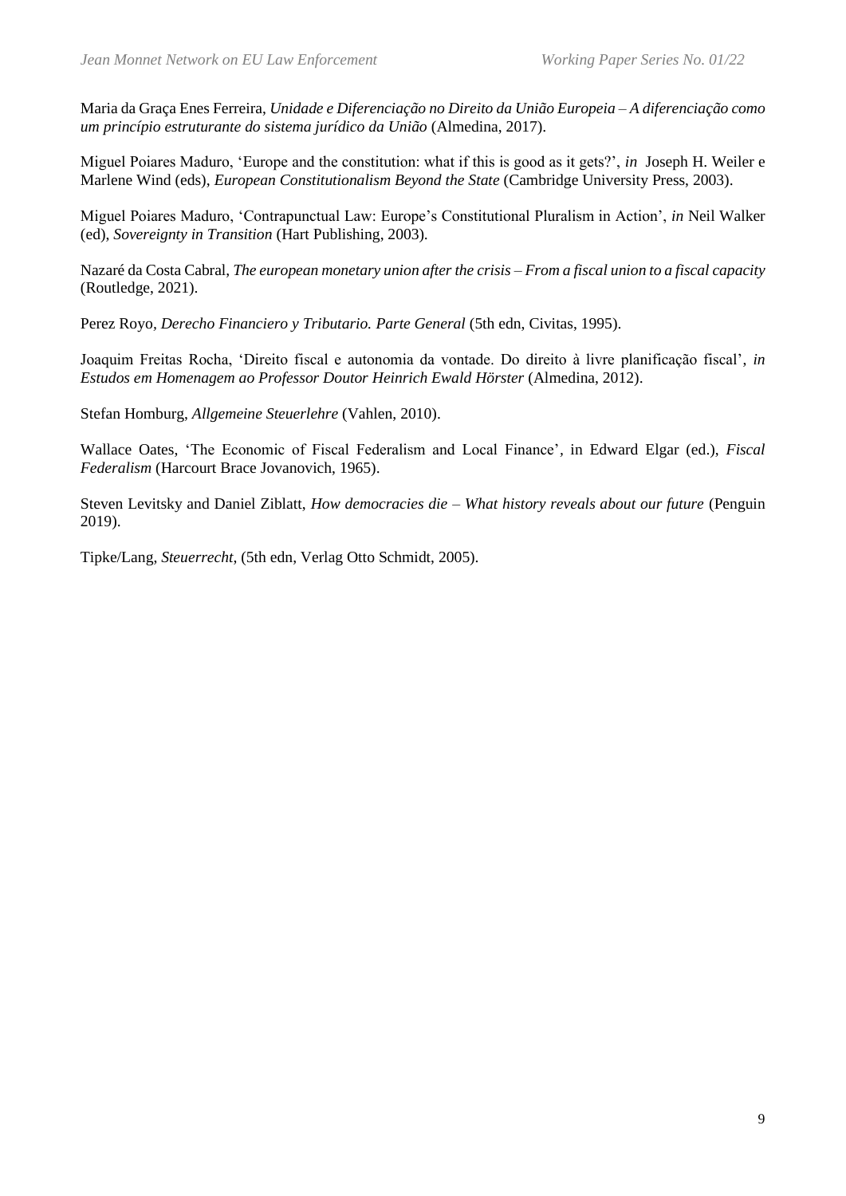Maria da Graça Enes Ferreira, *Unidade e Diferenciação no Direito da União Europeia – A diferenciação como um princípio estruturante do sistema jurídico da União* (Almedina, 2017).

Miguel Poiares Maduro, 'Europe and the constitution: what if this is good as it gets?', *in* Joseph H. Weiler e Marlene Wind (eds), *European Constitutionalism Beyond the State* (Cambridge University Press, 2003).

Miguel Poiares Maduro, 'Contrapunctual Law: Europe's Constitutional Pluralism in Action', *in* Neil Walker (ed), *Sovereignty in Transition* (Hart Publishing, 2003).

Nazaré da Costa Cabral, *The european monetary union after the crisis – From a fiscal union to a fiscal capacity* (Routledge, 2021).

Perez Royo, *Derecho Financiero y Tributario. Parte General* (5th edn, Civitas, 1995).

Joaquim Freitas Rocha, 'Direito fiscal e autonomia da vontade. Do direito à livre planificação fiscal', *in Estudos em Homenagem ao Professor Doutor Heinrich Ewald Hörster* (Almedina, 2012).

Stefan Homburg, *Allgemeine Steuerlehre* (Vahlen, 2010).

Wallace Oates, 'The Economic of Fiscal Federalism and Local Finance', in Edward Elgar (ed.), *Fiscal Federalism* (Harcourt Brace Jovanovich, 1965).

Steven Levitsky and Daniel Ziblatt, *How democracies die – What history reveals about our future* (Penguin 2019).

Tipke/Lang, *Steuerrecht*, (5th edn, Verlag Otto Schmidt, 2005).